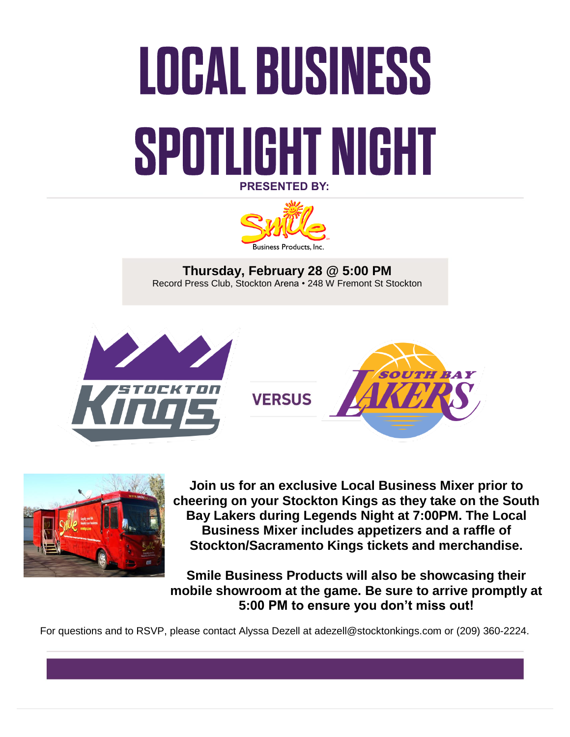# LOCAL BUSINESS SPOTLIGHT NIGHT

**PRESENTED BY:**

Smile Business Products, Inc.

**Thursday, February 28 @ 5:00 PM**

Record Press Club, Stockton Arena • 248 W Fremont St Stockton

Stockton Kings

**VERSUS**

South Bay Lakers

**Join us for an exclusive Local Business Mixer prior to cheering on your Stockton Kings as they take on the South Bay Lakers during Legends Night at 7:00PM. The Local Business Mixer includes appetizers and a raffle of Stockton/Sacramento Kings tickets and merchandise.**

**Smile Business Products will also be showcasing their mobile showroom at the game. Be sure to arrive promptly at 5:00 PM to ensure you don't miss out!**

For questions and to RSVP, please contact Alyssa Dezell at adezell@stocktonkings.com or (209) 360-2224.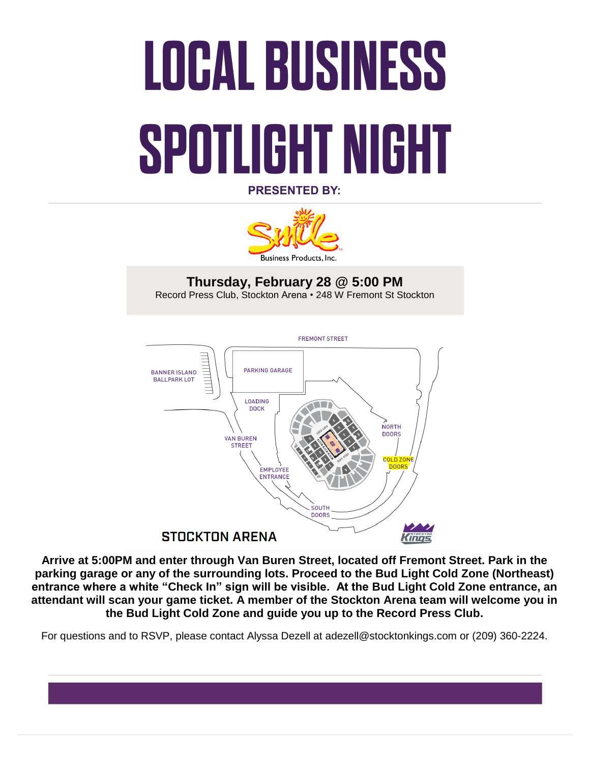# LOCAL BUSINESS SPOTLIGHT NIGHT

**PRESENTED BY:**

Smile Business Products, Inc.

**Thursday, February 28 @ 5:00 PM**

Record Press Club, Stockton Arena • 248 W Fremont St Stockton

FREMONT STREET

BANNER ISLAND BALLPARK LOT

PARKING GARAGE

LOADING DOCK

VAN BUREN STREET

NORTH DOORS

COLD ZONE DOORS

EMPLOYEE ENTRANCE

SOUTH DOORS

STOCKTON ARENA

Stockton Kings

**Arrive at 5:00PM and enter through Van Buren Street, located off Fremont Street. Park in the parking garage or any of the surrounding lots. Proceed to the Bud Light Cold Zone (Northeast) entrance where a white "Check In" sign will be visible. At the Bud Light Cold Zone entrance, an attendant will scan your game ticket. A member of the Stockton Arena team will welcome you in the Bud Light Cold Zone and guide you up to the Record Press Club.**

For questions and to RSVP, please contact Alyssa Dezell at adezell@stocktonkings.com or (209) 360-2224.